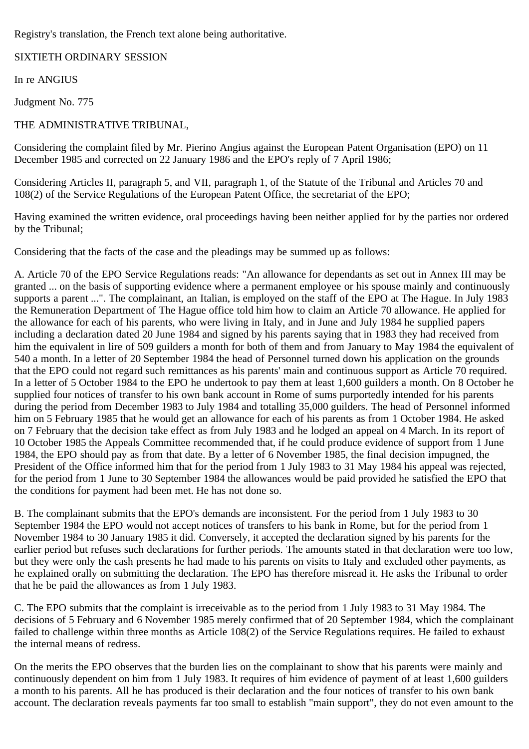Registry's translation, the French text alone being authoritative.

SIXTIETH ORDINARY SESSION

In re ANGIUS

Judgment No. 775

THE ADMINISTRATIVE TRIBUNAL,

Considering the complaint filed by Mr. Pierino Angius against the European Patent Organisation (EPO) on 11 December 1985 and corrected on 22 January 1986 and the EPO's reply of 7 April 1986;

Considering Articles II, paragraph 5, and VII, paragraph 1, of the Statute of the Tribunal and Articles 70 and 108(2) of the Service Regulations of the European Patent Office, the secretariat of the EPO;

Having examined the written evidence, oral proceedings having been neither applied for by the parties nor ordered by the Tribunal;

Considering that the facts of the case and the pleadings may be summed up as follows:

A. Article 70 of the EPO Service Regulations reads: "An allowance for dependants as set out in Annex III may be granted ... on the basis of supporting evidence where a permanent employee or his spouse mainly and continuously supports a parent ...". The complainant, an Italian, is employed on the staff of the EPO at The Hague. In July 1983 the Remuneration Department of The Hague office told him how to claim an Article 70 allowance. He applied for the allowance for each of his parents, who were living in Italy, and in June and July 1984 he supplied papers including a declaration dated 20 June 1984 and signed by his parents saying that in 1983 they had received from him the equivalent in lire of 509 guilders a month for both of them and from January to May 1984 the equivalent of 540 a month. In a letter of 20 September 1984 the head of Personnel turned down his application on the grounds that the EPO could not regard such remittances as his parents' main and continuous support as Article 70 required. In a letter of 5 October 1984 to the EPO he undertook to pay them at least 1,600 guilders a month. On 8 October he supplied four notices of transfer to his own bank account in Rome of sums purportedly intended for his parents during the period from December 1983 to July 1984 and totalling 35,000 guilders. The head of Personnel informed him on 5 February 1985 that he would get an allowance for each of his parents as from 1 October 1984. He asked on 7 February that the decision take effect as from July 1983 and he lodged an appeal on 4 March. In its report of 10 October 1985 the Appeals Committee recommended that, if he could produce evidence of support from 1 June 1984, the EPO should pay as from that date. By a letter of 6 November 1985, the final decision impugned, the President of the Office informed him that for the period from 1 July 1983 to 31 May 1984 his appeal was rejected, for the period from 1 June to 30 September 1984 the allowances would be paid provided he satisfied the EPO that the conditions for payment had been met. He has not done so.

B. The complainant submits that the EPO's demands are inconsistent. For the period from 1 July 1983 to 30 September 1984 the EPO would not accept notices of transfers to his bank in Rome, but for the period from 1 November 1984 to 30 January 1985 it did. Conversely, it accepted the declaration signed by his parents for the earlier period but refuses such declarations for further periods. The amounts stated in that declaration were too low, but they were only the cash presents he had made to his parents on visits to Italy and excluded other payments, as he explained orally on submitting the declaration. The EPO has therefore misread it. He asks the Tribunal to order that he be paid the allowances as from 1 July 1983.

C. The EPO submits that the complaint is irreceivable as to the period from 1 July 1983 to 31 May 1984. The decisions of 5 February and 6 November 1985 merely confirmed that of 20 September 1984, which the complainant failed to challenge within three months as Article 108(2) of the Service Regulations requires. He failed to exhaust the internal means of redress.

On the merits the EPO observes that the burden lies on the complainant to show that his parents were mainly and continuously dependent on him from 1 July 1983. It requires of him evidence of payment of at least 1,600 guilders a month to his parents. All he has produced is their declaration and the four notices of transfer to his own bank account. The declaration reveals payments far too small to establish "main support", they do not even amount to the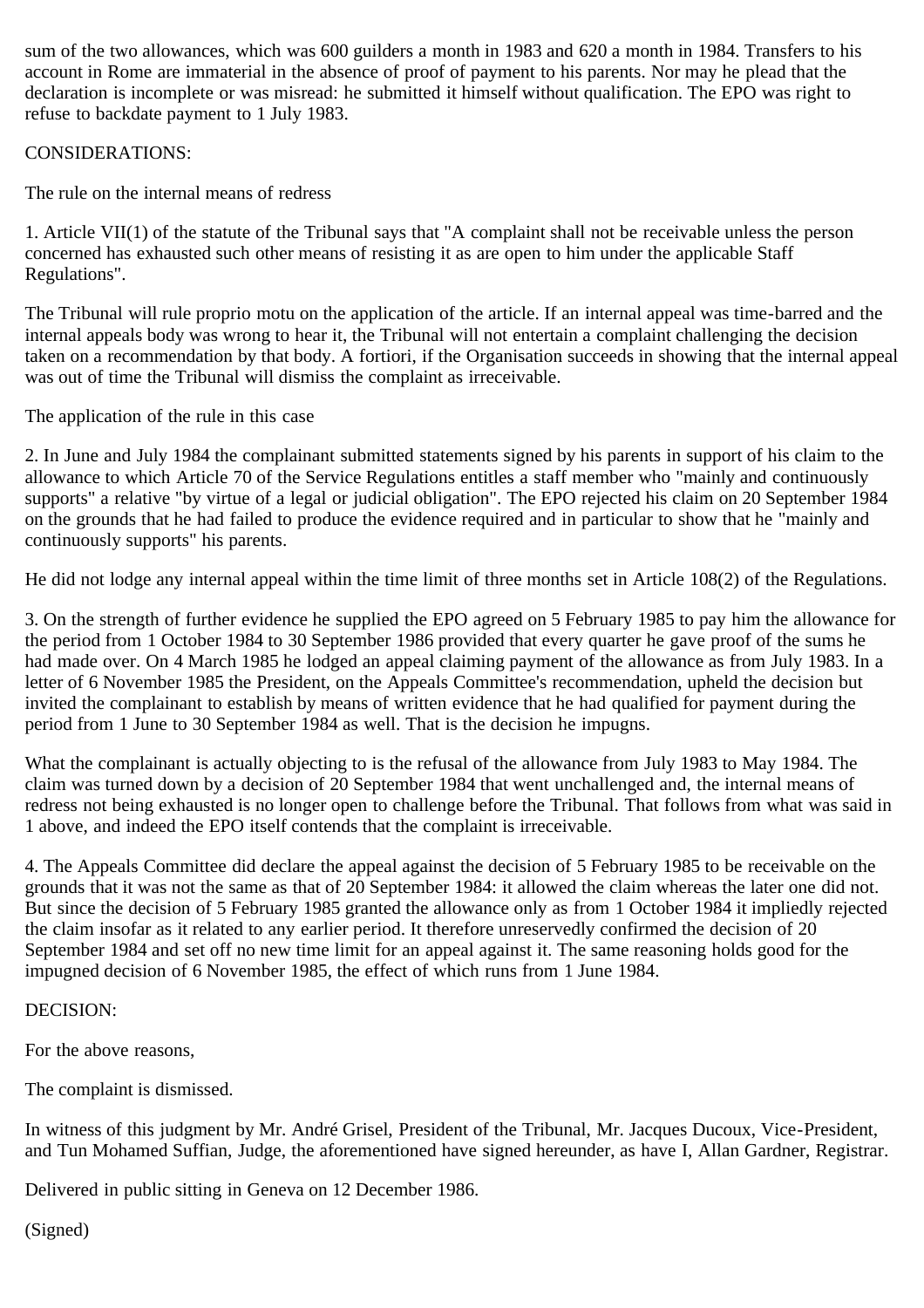sum of the two allowances, which was 600 guilders a month in 1983 and 620 a month in 1984. Transfers to his account in Rome are immaterial in the absence of proof of payment to his parents. Nor may he plead that the declaration is incomplete or was misread: he submitted it himself without qualification. The EPO was right to refuse to backdate payment to 1 July 1983.

CONSIDERATIONS:

The rule on the internal means of redress

1. Article VII(1) of the statute of the Tribunal says that "A complaint shall not be receivable unless the person concerned has exhausted such other means of resisting it as are open to him under the applicable Staff Regulations".

The Tribunal will rule proprio motu on the application of the article. If an internal appeal was time-barred and the internal appeals body was wrong to hear it, the Tribunal will not entertain a complaint challenging the decision taken on a recommendation by that body. A fortiori, if the Organisation succeeds in showing that the internal appeal was out of time the Tribunal will dismiss the complaint as irreceivable.

The application of the rule in this case

2. In June and July 1984 the complainant submitted statements signed by his parents in support of his claim to the allowance to which Article 70 of the Service Regulations entitles a staff member who "mainly and continuously supports" a relative "by virtue of a legal or judicial obligation". The EPO rejected his claim on 20 September 1984 on the grounds that he had failed to produce the evidence required and in particular to show that he "mainly and continuously supports" his parents.

He did not lodge any internal appeal within the time limit of three months set in Article 108(2) of the Regulations.

3. On the strength of further evidence he supplied the EPO agreed on 5 February 1985 to pay him the allowance for the period from 1 October 1984 to 30 September 1986 provided that every quarter he gave proof of the sums he had made over. On 4 March 1985 he lodged an appeal claiming payment of the allowance as from July 1983. In a letter of 6 November 1985 the President, on the Appeals Committee's recommendation, upheld the decision but invited the complainant to establish by means of written evidence that he had qualified for payment during the period from 1 June to 30 September 1984 as well. That is the decision he impugns.

What the complainant is actually objecting to is the refusal of the allowance from July 1983 to May 1984. The claim was turned down by a decision of 20 September 1984 that went unchallenged and, the internal means of redress not being exhausted is no longer open to challenge before the Tribunal. That follows from what was said in 1 above, and indeed the EPO itself contends that the complaint is irreceivable.

4. The Appeals Committee did declare the appeal against the decision of 5 February 1985 to be receivable on the grounds that it was not the same as that of 20 September 1984: it allowed the claim whereas the later one did not. But since the decision of 5 February 1985 granted the allowance only as from 1 October 1984 it impliedly rejected the claim insofar as it related to any earlier period. It therefore unreservedly confirmed the decision of 20 September 1984 and set off no new time limit for an appeal against it. The same reasoning holds good for the impugned decision of 6 November 1985, the effect of which runs from 1 June 1984.

DECISION:

For the above reasons,

The complaint is dismissed.

In witness of this judgment by Mr. André Grisel, President of the Tribunal, Mr. Jacques Ducoux, Vice-President, and Tun Mohamed Suffian, Judge, the aforementioned have signed hereunder, as have I, Allan Gardner, Registrar.

Delivered in public sitting in Geneva on 12 December 1986.

(Signed)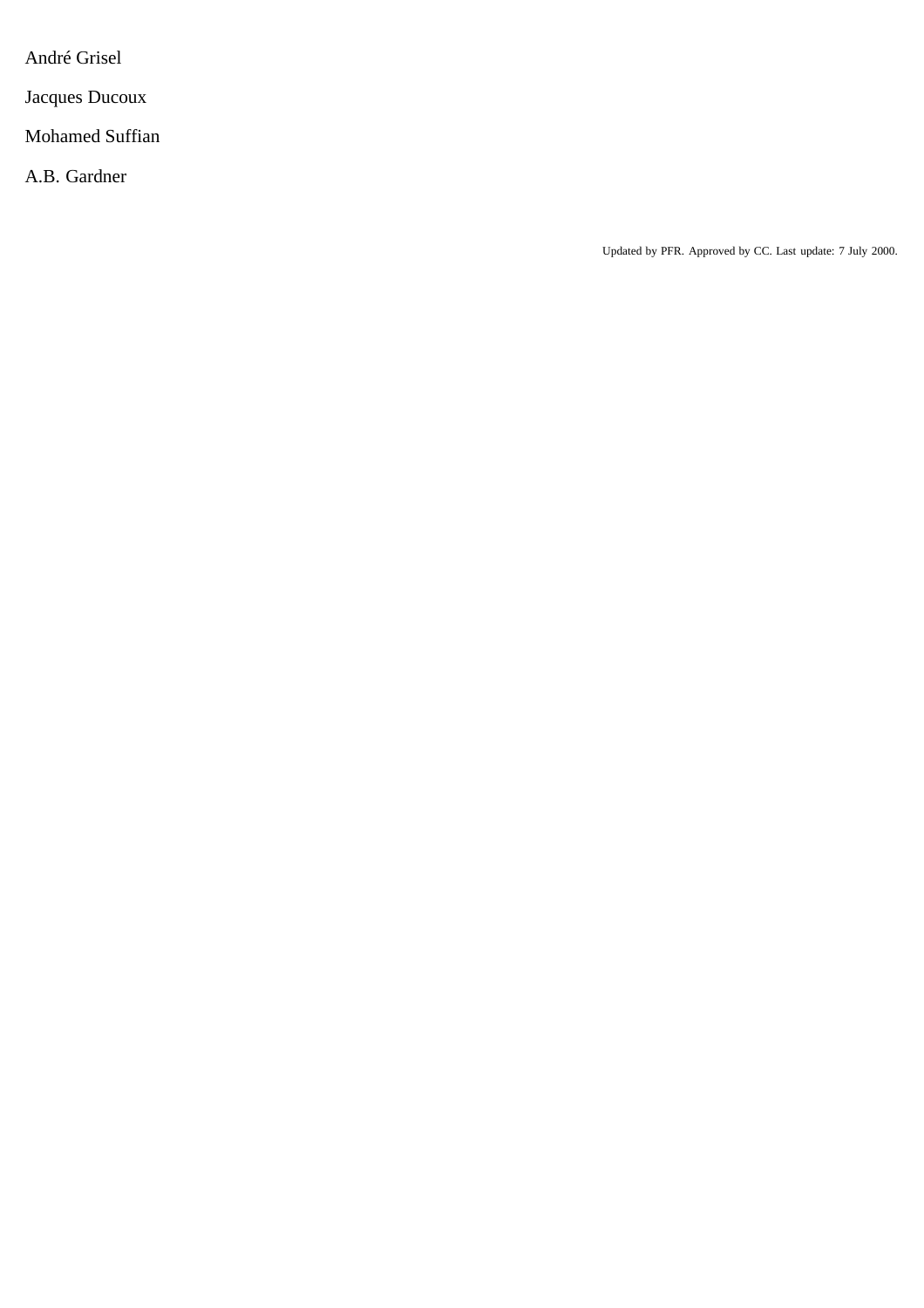André Grisel

Jacques Ducoux

Mohamed Suffian

A.B. Gardner

Updated by PFR. Approved by CC. Last update: 7 July 2000.